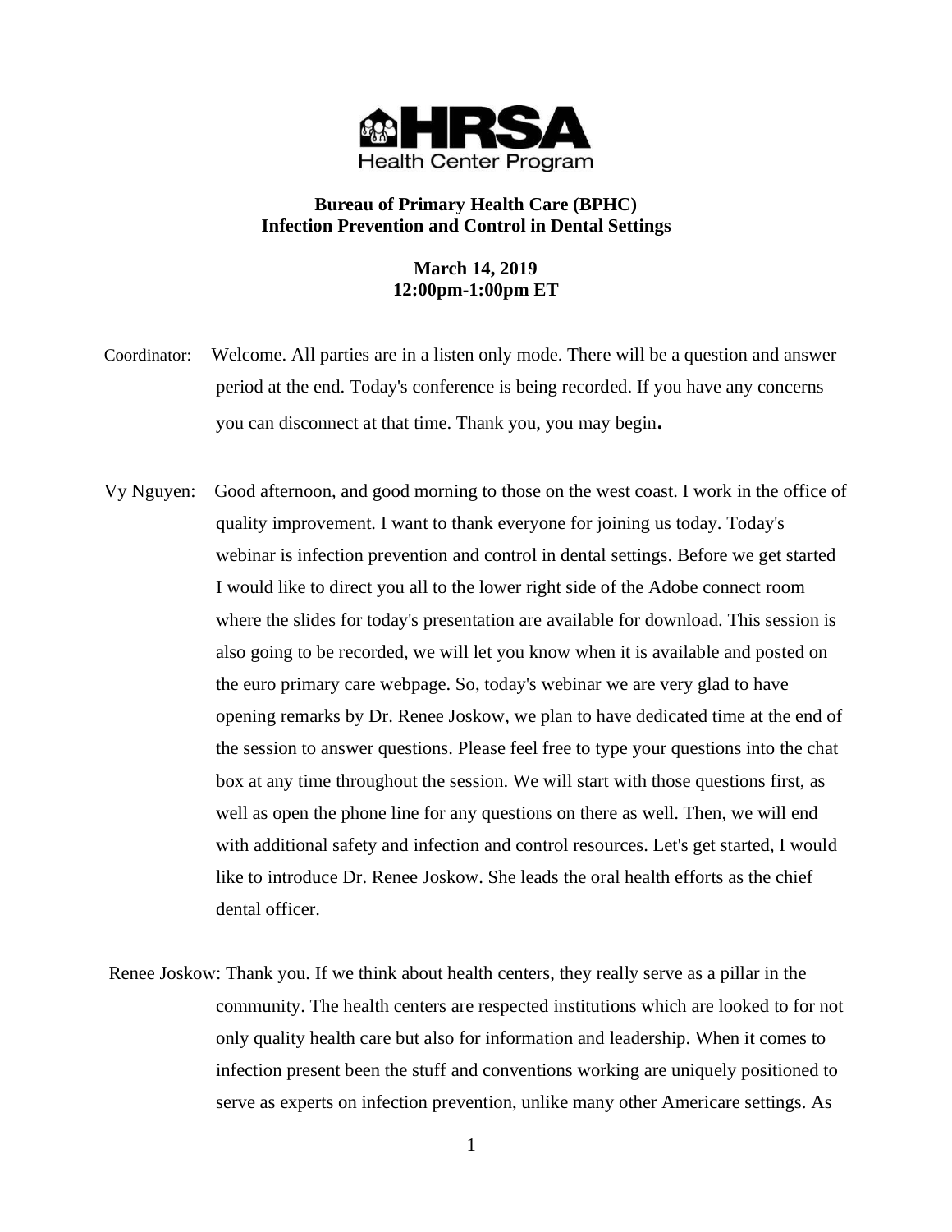HRSA Health Center Program

**Bureau of Primary Health Care (BPHC)**
**Infection Prevention and Control in Dental Settings**

**March 14, 2019**
**12:00pm-1:00pm ET**

Coordinator: Welcome. All parties are in a listen only mode. There will be a question and answer period at the end. Today's conference is being recorded. If you have any concerns you can disconnect at that time. Thank you, you may begin.

Vy Nguyen: Good afternoon, and good morning to those on the west coast. I work in the office of quality improvement. I want to thank everyone for joining us today. Today's webinar is infection prevention and control in dental settings. Before we get started I would like to direct you all to the lower right side of the Adobe connect room where the slides for today's presentation are available for download. This session is also going to be recorded, we will let you know when it is available and posted on the euro primary care webpage. So, today's webinar we are very glad to have opening remarks by Dr. Renee Joskow, we plan to have dedicated time at the end of the session to answer questions. Please feel free to type your questions into the chat box at any time throughout the session. We will start with those questions first, as well as open the phone line for any questions on there as well. Then, we will end with additional safety and infection and control resources. Let's get started, I would like to introduce Dr. Renee Joskow. She leads the oral health efforts as the chief dental officer.

Renee Joskow: Thank you. If we think about health centers, they really serve as a pillar in the community. The health centers are respected institutions which are looked to for not only quality health care but also for information and leadership. When it comes to infection present been the stuff and conventions working are uniquely positioned to serve as experts on infection prevention, unlike many other Americare settings. As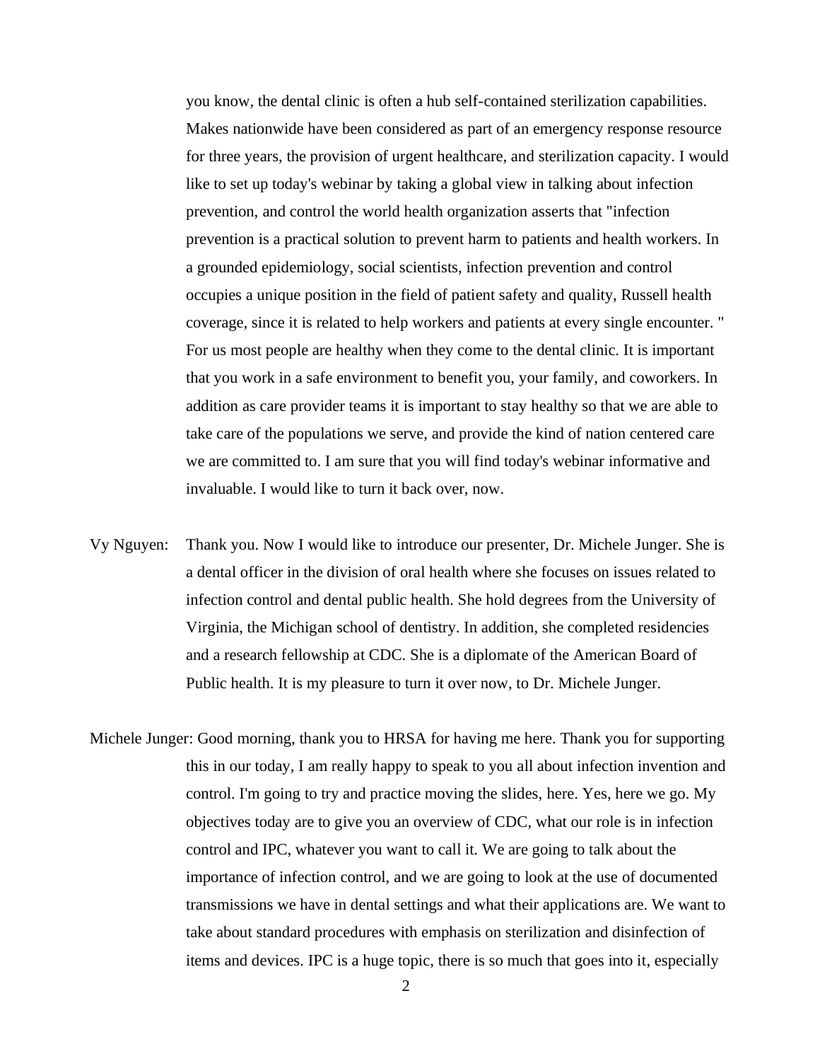you know, the dental clinic is often a hub self-contained sterilization capabilities. Makes nationwide have been considered as part of an emergency response resource for three years, the provision of urgent healthcare, and sterilization capacity. I would like to set up today's webinar by taking a global view in talking about infection prevention, and control the world health organization asserts that "infection prevention is a practical solution to prevent harm to patients and health workers. In a grounded epidemiology, social scientists, infection prevention and control occupies a unique position in the field of patient safety and quality, Russell health coverage, since it is related to help workers and patients at every single encounter. " For us most people are healthy when they come to the dental clinic. It is important that you work in a safe environment to benefit you, your family, and coworkers. In addition as care provider teams it is important to stay healthy so that we are able to take care of the populations we serve, and provide the kind of nation centered care we are committed to. I am sure that you will find today's webinar informative and invaluable. I would like to turn it back over, now.

Vy Nguyen: Thank you. Now I would like to introduce our presenter, Dr. Michele Junger. She is a dental officer in the division of oral health where she focuses on issues related to infection control and dental public health. She hold degrees from the University of Virginia, the Michigan school of dentistry. In addition, she completed residencies and a research fellowship at CDC. She is a diplomate of the American Board of Public health. It is my pleasure to turn it over now, to Dr. Michele Junger.

Michele Junger: Good morning, thank you to HRSA for having me here. Thank you for supporting this in our today, I am really happy to speak to you all about infection invention and control. I'm going to try and practice moving the slides, here. Yes, here we go. My objectives today are to give you an overview of CDC, what our role is in infection control and IPC, whatever you want to call it. We are going to talk about the importance of infection control, and we are going to look at the use of documented transmissions we have in dental settings and what their applications are. We want to take about standard procedures with emphasis on sterilization and disinfection of items and devices. IPC is a huge topic, there is so much that goes into it, especially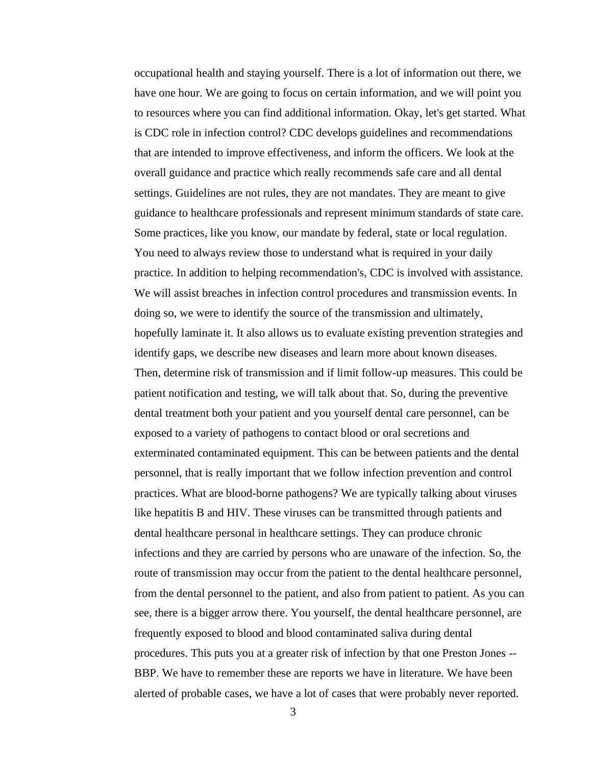occupational health and staying yourself. There is a lot of information out there, we have one hour. We are going to focus on certain information, and we will point you to resources where you can find additional information. Okay, let's get started. What is CDC role in infection control? CDC develops guidelines and recommendations that are intended to improve effectiveness, and inform the officers. We look at the overall guidance and practice which really recommends safe care and all dental settings. Guidelines are not rules, they are not mandates. They are meant to give guidance to healthcare professionals and represent minimum standards of state care. Some practices, like you know, our mandate by federal, state or local regulation. You need to always review those to understand what is required in your daily practice. In addition to helping recommendation's, CDC is involved with assistance. We will assist breaches in infection control procedures and transmission events. In doing so, we were to identify the source of the transmission and ultimately, hopefully laminate it. It also allows us to evaluate existing prevention strategies and identify gaps, we describe new diseases and learn more about known diseases. Then, determine risk of transmission and if limit follow-up measures. This could be patient notification and testing, we will talk about that. So, during the preventive dental treatment both your patient and you yourself dental care personnel, can be exposed to a variety of pathogens to contact blood or oral secretions and exterminated contaminated equipment. This can be between patients and the dental personnel, that is really important that we follow infection prevention and control practices. What are blood-borne pathogens? We are typically talking about viruses like hepatitis B and HIV. These viruses can be transmitted through patients and dental healthcare personal in healthcare settings. They can produce chronic infections and they are carried by persons who are unaware of the infection. So, the route of transmission may occur from the patient to the dental healthcare personnel, from the dental personnel to the patient, and also from patient to patient. As you can see, there is a bigger arrow there. You yourself, the dental healthcare personnel, are frequently exposed to blood and blood contaminated saliva during dental procedures. This puts you at a greater risk of infection by that one Preston Jones -- BBP. We have to remember these are reports we have in literature. We have been alerted of probable cases, we have a lot of cases that were probably never reported.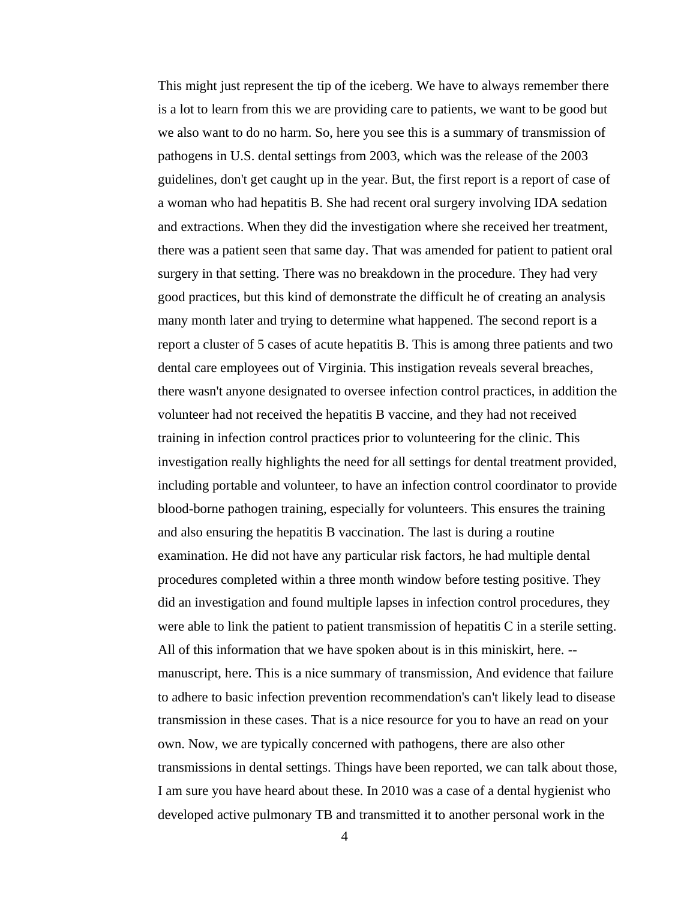This might just represent the tip of the iceberg. We have to always remember there is a lot to learn from this we are providing care to patients, we want to be good but we also want to do no harm. So, here you see this is a summary of transmission of pathogens in U.S. dental settings from 2003, which was the release of the 2003 guidelines, don't get caught up in the year. But, the first report is a report of case of a woman who had hepatitis B. She had recent oral surgery involving IDA sedation and extractions. When they did the investigation where she received her treatment, there was a patient seen that same day. That was amended for patient to patient oral surgery in that setting. There was no breakdown in the procedure. They had very good practices, but this kind of demonstrate the difficult he of creating an analysis many month later and trying to determine what happened. The second report is a report a cluster of 5 cases of acute hepatitis B. This is among three patients and two dental care employees out of Virginia. This instigation reveals several breaches, there wasn't anyone designated to oversee infection control practices, in addition the volunteer had not received the hepatitis B vaccine, and they had not received training in infection control practices prior to volunteering for the clinic. This investigation really highlights the need for all settings for dental treatment provided, including portable and volunteer, to have an infection control coordinator to provide blood-borne pathogen training, especially for volunteers. This ensures the training and also ensuring the hepatitis B vaccination. The last is during a routine examination. He did not have any particular risk factors, he had multiple dental procedures completed within a three month window before testing positive. They did an investigation and found multiple lapses in infection control procedures, they were able to link the patient to patient transmission of hepatitis C in a sterile setting. All of this information that we have spoken about is in this miniskirt, here. -- manuscript, here. This is a nice summary of transmission, And evidence that failure to adhere to basic infection prevention recommendation's can't likely lead to disease transmission in these cases. That is a nice resource for you to have an read on your own. Now, we are typically concerned with pathogens, there are also other transmissions in dental settings. Things have been reported, we can talk about those, I am sure you have heard about these. In 2010 was a case of a dental hygienist who developed active pulmonary TB and transmitted it to another personal work in the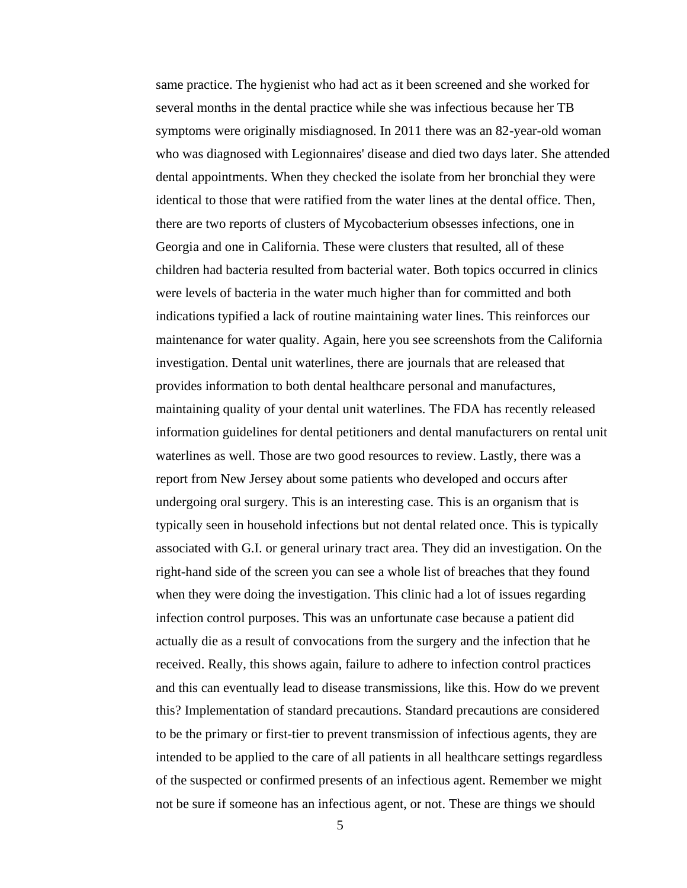same practice. The hygienist who had act as it been screened and she worked for several months in the dental practice while she was infectious because her TB symptoms were originally misdiagnosed. In 2011 there was an 82-year-old woman who was diagnosed with Legionnaires' disease and died two days later. She attended dental appointments. When they checked the isolate from her bronchial they were identical to those that were ratified from the water lines at the dental office. Then, there are two reports of clusters of Mycobacterium obsesses infections, one in Georgia and one in California. These were clusters that resulted, all of these children had bacteria resulted from bacterial water. Both topics occurred in clinics were levels of bacteria in the water much higher than for committed and both indications typified a lack of routine maintaining water lines. This reinforces our maintenance for water quality. Again, here you see screenshots from the California investigation. Dental unit waterlines, there are journals that are released that provides information to both dental healthcare personal and manufactures, maintaining quality of your dental unit waterlines. The FDA has recently released information guidelines for dental petitioners and dental manufacturers on rental unit waterlines as well. Those are two good resources to review. Lastly, there was a report from New Jersey about some patients who developed and occurs after undergoing oral surgery. This is an interesting case. This is an organism that is typically seen in household infections but not dental related once. This is typically associated with G.I. or general urinary tract area. They did an investigation. On the right-hand side of the screen you can see a whole list of breaches that they found when they were doing the investigation. This clinic had a lot of issues regarding infection control purposes. This was an unfortunate case because a patient did actually die as a result of convocations from the surgery and the infection that he received. Really, this shows again, failure to adhere to infection control practices and this can eventually lead to disease transmissions, like this. How do we prevent this? Implementation of standard precautions. Standard precautions are considered to be the primary or first-tier to prevent transmission of infectious agents, they are intended to be applied to the care of all patients in all healthcare settings regardless of the suspected or confirmed presents of an infectious agent. Remember we might not be sure if someone has an infectious agent, or not. These are things we should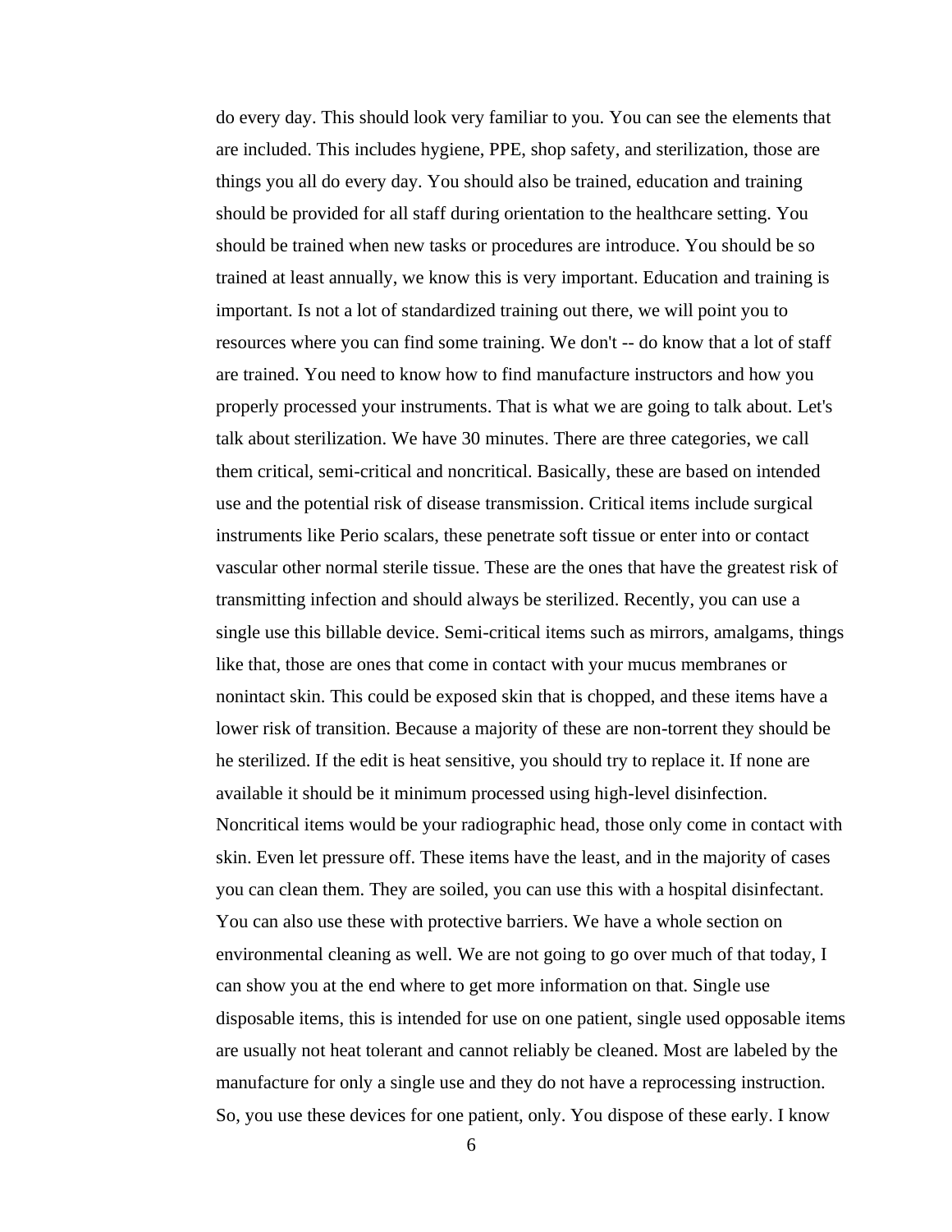do every day. This should look very familiar to you. You can see the elements that are included. This includes hygiene, PPE, shop safety, and sterilization, those are things you all do every day. You should also be trained, education and training should be provided for all staff during orientation to the healthcare setting. You should be trained when new tasks or procedures are introduce. You should be so trained at least annually, we know this is very important. Education and training is important. Is not a lot of standardized training out there, we will point you to resources where you can find some training. We don't -- do know that a lot of staff are trained. You need to know how to find manufacture instructors and how you properly processed your instruments. That is what we are going to talk about. Let's talk about sterilization. We have 30 minutes. There are three categories, we call them critical, semi-critical and noncritical. Basically, these are based on intended use and the potential risk of disease transmission. Critical items include surgical instruments like Perio scalars, these penetrate soft tissue or enter into or contact vascular other normal sterile tissue. These are the ones that have the greatest risk of transmitting infection and should always be sterilized. Recently, you can use a single use this billable device. Semi-critical items such as mirrors, amalgams, things like that, those are ones that come in contact with your mucus membranes or nonintact skin. This could be exposed skin that is chopped, and these items have a lower risk of transition. Because a majority of these are non-torrent they should be he sterilized. If the edit is heat sensitive, you should try to replace it. If none are available it should be it minimum processed using high-level disinfection. Noncritical items would be your radiographic head, those only come in contact with skin. Even let pressure off. These items have the least, and in the majority of cases you can clean them. They are soiled, you can use this with a hospital disinfectant. You can also use these with protective barriers. We have a whole section on environmental cleaning as well. We are not going to go over much of that today, I can show you at the end where to get more information on that. Single use disposable items, this is intended for use on one patient, single used opposable items are usually not heat tolerant and cannot reliably be cleaned. Most are labeled by the manufacture for only a single use and they do not have a reprocessing instruction. So, you use these devices for one patient, only. You dispose of these early. I know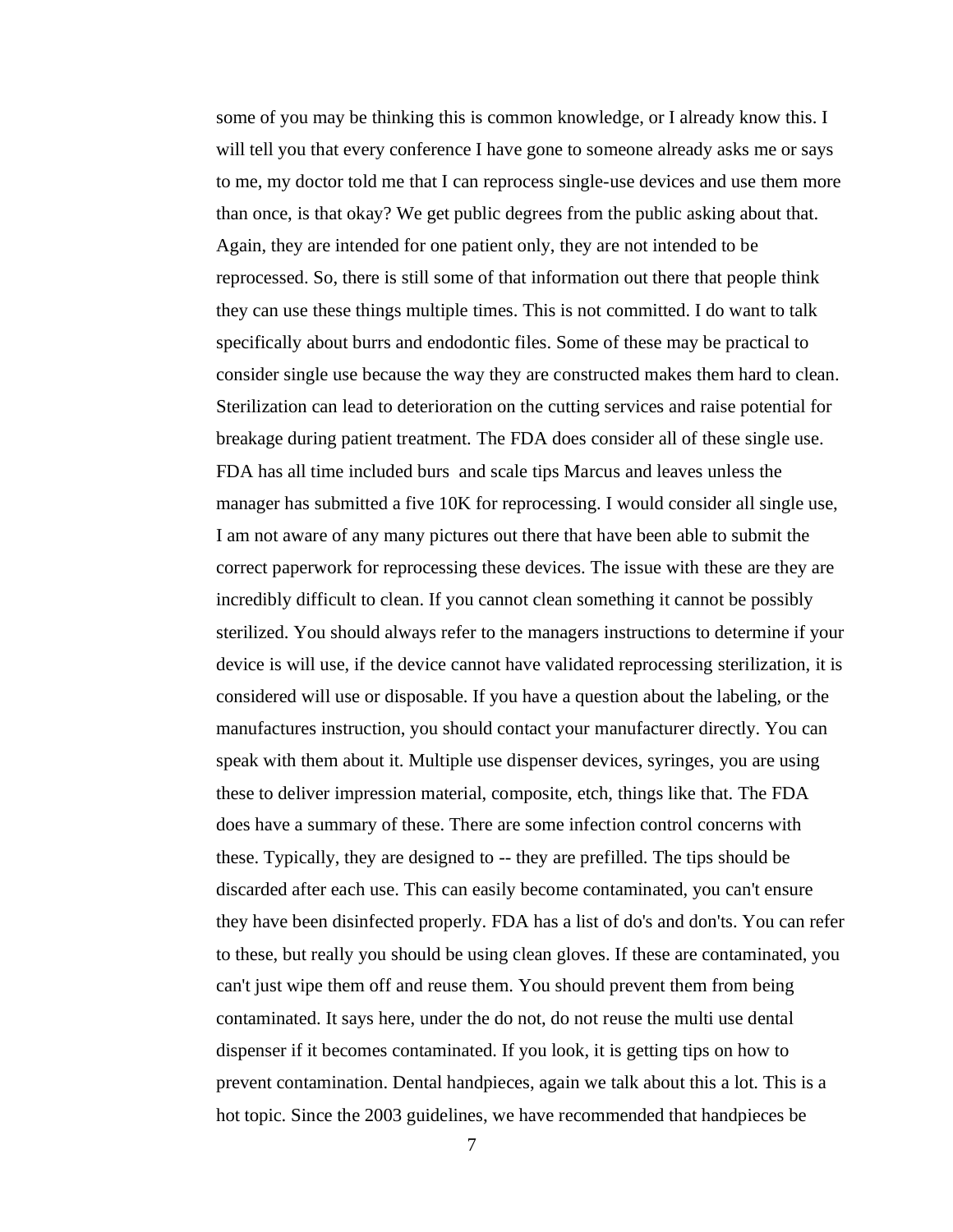some of you may be thinking this is common knowledge, or I already know this. I will tell you that every conference I have gone to someone already asks me or says to me, my doctor told me that I can reprocess single-use devices and use them more than once, is that okay? We get public degrees from the public asking about that. Again, they are intended for one patient only, they are not intended to be reprocessed. So, there is still some of that information out there that people think they can use these things multiple times. This is not committed. I do want to talk specifically about burrs and endodontic files. Some of these may be practical to consider single use because the way they are constructed makes them hard to clean. Sterilization can lead to deterioration on the cutting services and raise potential for breakage during patient treatment. The FDA does consider all of these single use. FDA has all time included burs  and scale tips Marcus and leaves unless the manager has submitted a five 10K for reprocessing. I would consider all single use, I am not aware of any many pictures out there that have been able to submit the correct paperwork for reprocessing these devices. The issue with these are they are incredibly difficult to clean. If you cannot clean something it cannot be possibly sterilized. You should always refer to the managers instructions to determine if your device is will use, if the device cannot have validated reprocessing sterilization, it is considered will use or disposable. If you have a question about the labeling, or the manufactures instruction, you should contact your manufacturer directly. You can speak with them about it. Multiple use dispenser devices, syringes, you are using these to deliver impression material, composite, etch, things like that. The FDA does have a summary of these. There are some infection control concerns with these. Typically, they are designed to -- they are prefilled. The tips should be discarded after each use. This can easily become contaminated, you can't ensure they have been disinfected properly. FDA has a list of do's and don'ts. You can refer to these, but really you should be using clean gloves. If these are contaminated, you can't just wipe them off and reuse them. You should prevent them from being contaminated. It says here, under the do not, do not reuse the multi use dental dispenser if it becomes contaminated. If you look, it is getting tips on how to prevent contamination. Dental handpieces, again we talk about this a lot. This is a hot topic. Since the 2003 guidelines, we have recommended that handpieces be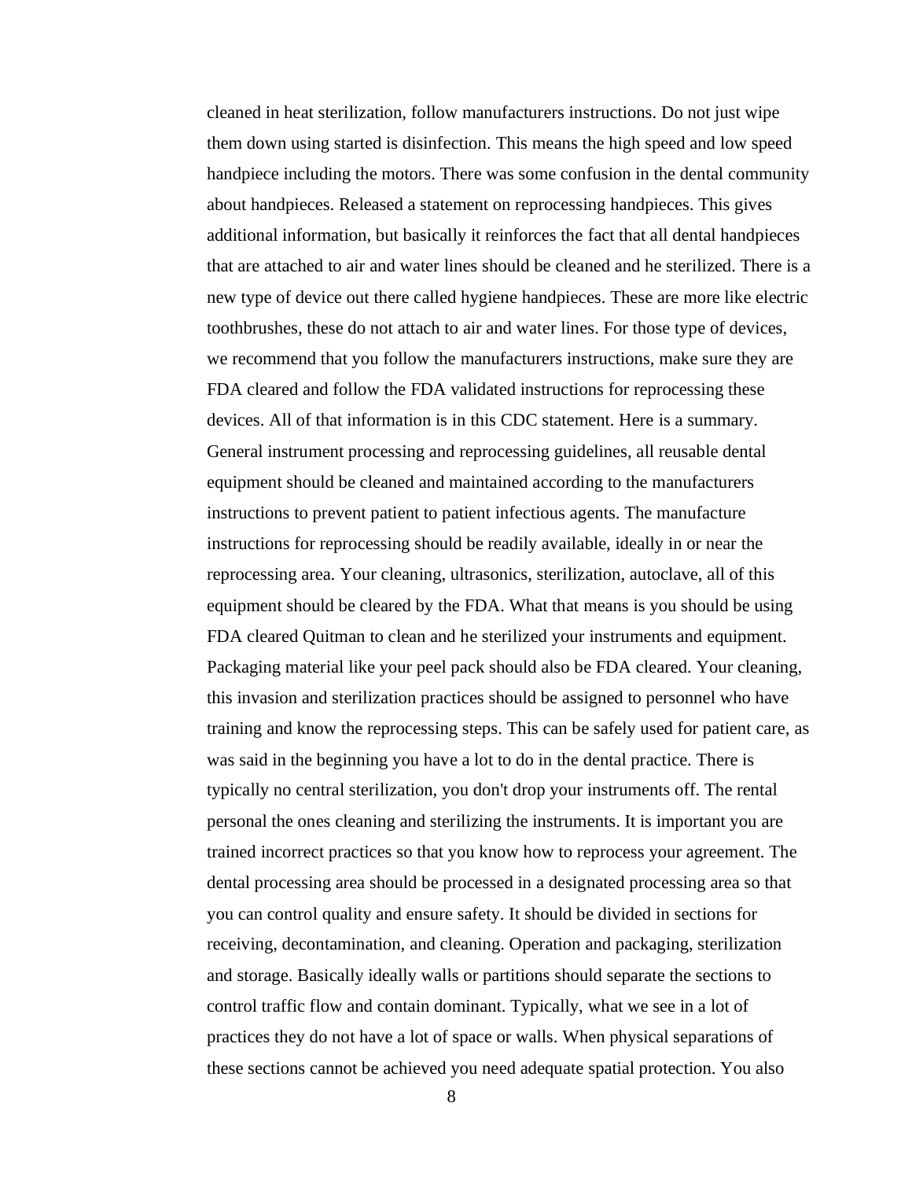cleaned in heat sterilization, follow manufacturers instructions. Do not just wipe them down using started is disinfection. This means the high speed and low speed handpiece including the motors. There was some confusion in the dental community about handpieces. Released a statement on reprocessing handpieces. This gives additional information, but basically it reinforces the fact that all dental handpieces that are attached to air and water lines should be cleaned and he sterilized. There is a new type of device out there called hygiene handpieces. These are more like electric toothbrushes, these do not attach to air and water lines. For those type of devices, we recommend that you follow the manufacturers instructions, make sure they are FDA cleared and follow the FDA validated instructions for reprocessing these devices. All of that information is in this CDC statement. Here is a summary. General instrument processing and reprocessing guidelines, all reusable dental equipment should be cleaned and maintained according to the manufacturers instructions to prevent patient to patient infectious agents. The manufacture instructions for reprocessing should be readily available, ideally in or near the reprocessing area. Your cleaning, ultrasonics, sterilization, autoclave, all of this equipment should be cleared by the FDA. What that means is you should be using FDA cleared Quitman to clean and he sterilized your instruments and equipment. Packaging material like your peel pack should also be FDA cleared. Your cleaning, this invasion and sterilization practices should be assigned to personnel who have training and know the reprocessing steps. This can be safely used for patient care, as was said in the beginning you have a lot to do in the dental practice. There is typically no central sterilization, you don't drop your instruments off. The rental personal the ones cleaning and sterilizing the instruments. It is important you are trained incorrect practices so that you know how to reprocess your agreement. The dental processing area should be processed in a designated processing area so that you can control quality and ensure safety. It should be divided in sections for receiving, decontamination, and cleaning. Operation and packaging, sterilization and storage. Basically ideally walls or partitions should separate the sections to control traffic flow and contain dominant. Typically, what we see in a lot of practices they do not have a lot of space or walls. When physical separations of these sections cannot be achieved you need adequate spatial protection. You also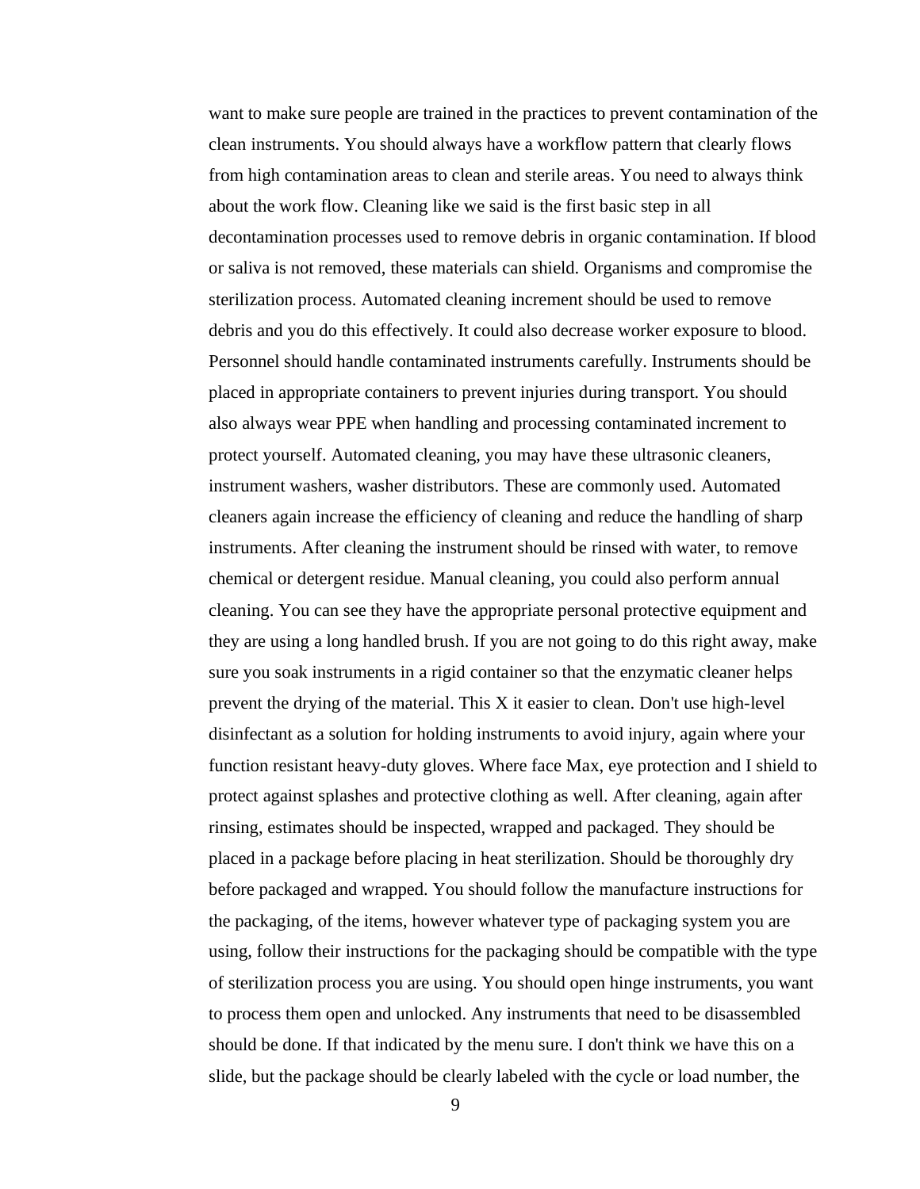want to make sure people are trained in the practices to prevent contamination of the clean instruments. You should always have a workflow pattern that clearly flows from high contamination areas to clean and sterile areas. You need to always think about the work flow. Cleaning like we said is the first basic step in all decontamination processes used to remove debris in organic contamination. If blood or saliva is not removed, these materials can shield. Organisms and compromise the sterilization process. Automated cleaning increment should be used to remove debris and you do this effectively. It could also decrease worker exposure to blood. Personnel should handle contaminated instruments carefully. Instruments should be placed in appropriate containers to prevent injuries during transport. You should also always wear PPE when handling and processing contaminated increment to protect yourself. Automated cleaning, you may have these ultrasonic cleaners, instrument washers, washer distributors. These are commonly used. Automated cleaners again increase the efficiency of cleaning and reduce the handling of sharp instruments. After cleaning the instrument should be rinsed with water, to remove chemical or detergent residue. Manual cleaning, you could also perform annual cleaning. You can see they have the appropriate personal protective equipment and they are using a long handled brush. If you are not going to do this right away, make sure you soak instruments in a rigid container so that the enzymatic cleaner helps prevent the drying of the material. This X it easier to clean. Don't use high-level disinfectant as a solution for holding instruments to avoid injury, again where your function resistant heavy-duty gloves. Where face Max, eye protection and I shield to protect against splashes and protective clothing as well. After cleaning, again after rinsing, estimates should be inspected, wrapped and packaged. They should be placed in a package before placing in heat sterilization. Should be thoroughly dry before packaged and wrapped. You should follow the manufacture instructions for the packaging, of the items, however whatever type of packaging system you are using, follow their instructions for the packaging should be compatible with the type of sterilization process you are using. You should open hinge instruments, you want to process them open and unlocked. Any instruments that need to be disassembled should be done. If that indicated by the menu sure. I don't think we have this on a slide, but the package should be clearly labeled with the cycle or load number, the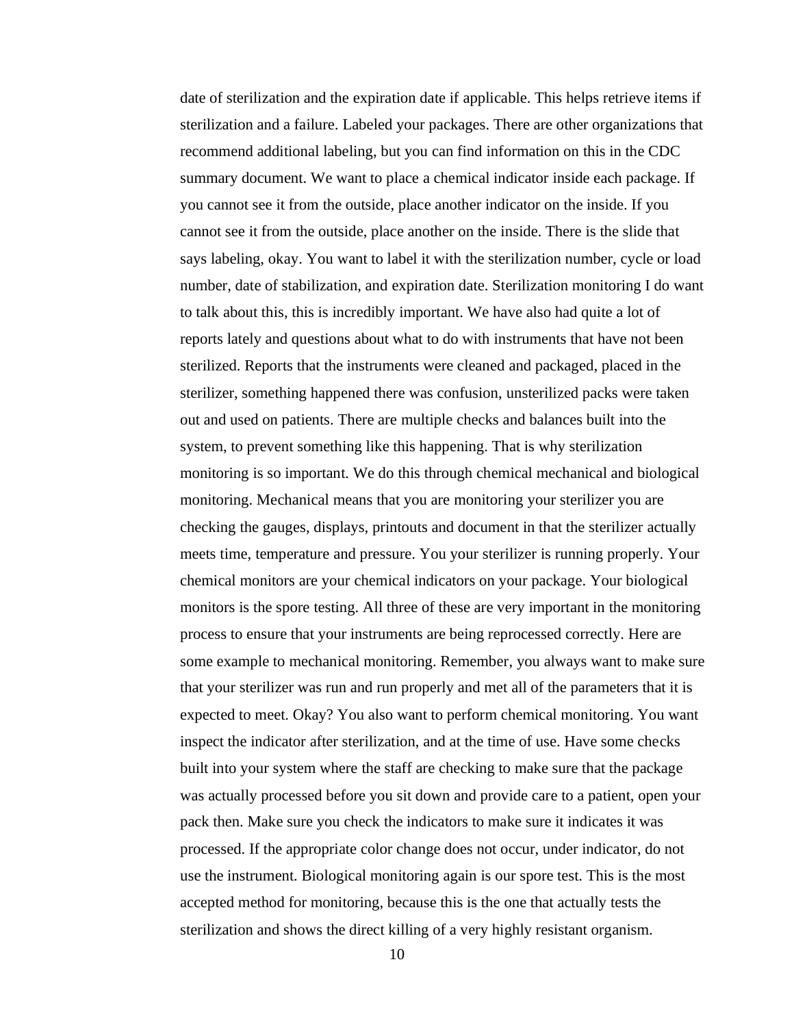date of sterilization and the expiration date if applicable. This helps retrieve items if sterilization and a failure. Labeled your packages. There are other organizations that recommend additional labeling, but you can find information on this in the CDC summary document. We want to place a chemical indicator inside each package. If you cannot see it from the outside, place another indicator on the inside. If you cannot see it from the outside, place another on the inside. There is the slide that says labeling, okay. You want to label it with the sterilization number, cycle or load number, date of stabilization, and expiration date. Sterilization monitoring I do want to talk about this, this is incredibly important. We have also had quite a lot of reports lately and questions about what to do with instruments that have not been sterilized. Reports that the instruments were cleaned and packaged, placed in the sterilizer, something happened there was confusion, unsterilized packs were taken out and used on patients. There are multiple checks and balances built into the system, to prevent something like this happening. That is why sterilization monitoring is so important. We do this through chemical mechanical and biological monitoring. Mechanical means that you are monitoring your sterilizer you are checking the gauges, displays, printouts and document in that the sterilizer actually meets time, temperature and pressure. You your sterilizer is running properly. Your chemical monitors are your chemical indicators on your package. Your biological monitors is the spore testing. All three of these are very important in the monitoring process to ensure that your instruments are being reprocessed correctly. Here are some example to mechanical monitoring. Remember, you always want to make sure that your sterilizer was run and run properly and met all of the parameters that it is expected to meet. Okay? You also want to perform chemical monitoring. You want inspect the indicator after sterilization, and at the time of use. Have some checks built into your system where the staff are checking to make sure that the package was actually processed before you sit down and provide care to a patient, open your pack then. Make sure you check the indicators to make sure it indicates it was processed. If the appropriate color change does not occur, under indicator, do not use the instrument. Biological monitoring again is our spore test. This is the most accepted method for monitoring, because this is the one that actually tests the sterilization and shows the direct killing of a very highly resistant organism.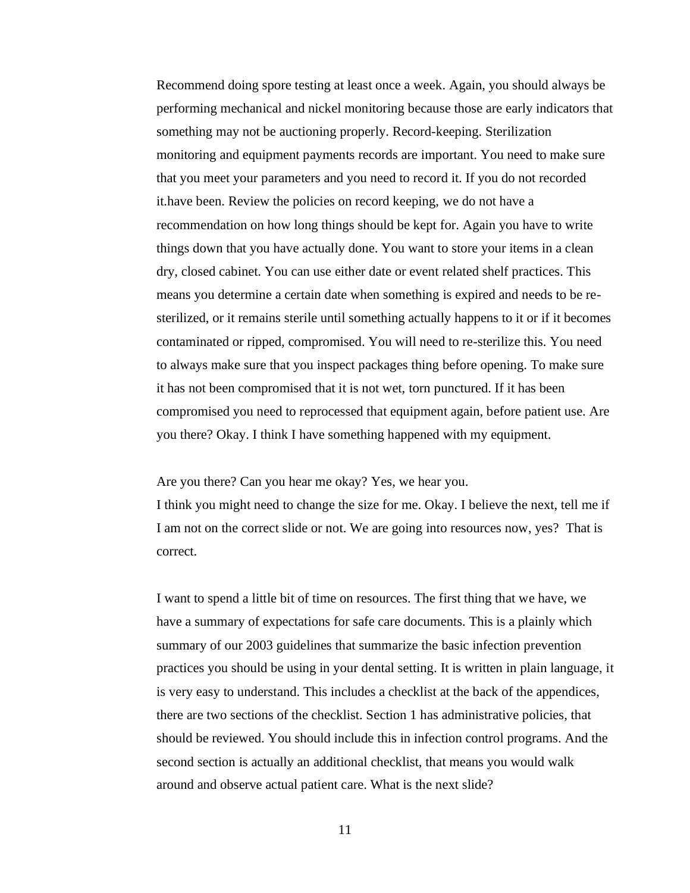Recommend doing spore testing at least once a week. Again, you should always be performing mechanical and nickel monitoring because those are early indicators that something may not be auctioning properly. Record-keeping. Sterilization monitoring and equipment payments records are important. You need to make sure that you meet your parameters and you need to record it. If you do not recorded it.have been. Review the policies on record keeping, we do not have a recommendation on how long things should be kept for. Again you have to write things down that you have actually done. You want to store your items in a clean dry, closed cabinet. You can use either date or event related shelf practices. This means you determine a certain date when something is expired and needs to be re-sterilized, or it remains sterile until something actually happens to it or if it becomes contaminated or ripped, compromised. You will need to re-sterilize this. You need to always make sure that you inspect packages thing before opening. To make sure it has not been compromised that it is not wet, torn punctured. If it has been compromised you need to reprocessed that equipment again, before patient use. Are you there? Okay. I think I have something happened with my equipment.

Are you there? Can you hear me okay? Yes, we hear you.
I think you might need to change the size for me. Okay. I believe the next, tell me if I am not on the correct slide or not. We are going into resources now, yes? That is correct.

I want to spend a little bit of time on resources. The first thing that we have, we have a summary of expectations for safe care documents. This is a plainly which summary of our 2003 guidelines that summarize the basic infection prevention practices you should be using in your dental setting. It is written in plain language, it is very easy to understand. This includes a checklist at the back of the appendices, there are two sections of the checklist. Section 1 has administrative policies, that should be reviewed. You should include this in infection control programs. And the second section is actually an additional checklist, that means you would walk around and observe actual patient care. What is the next slide?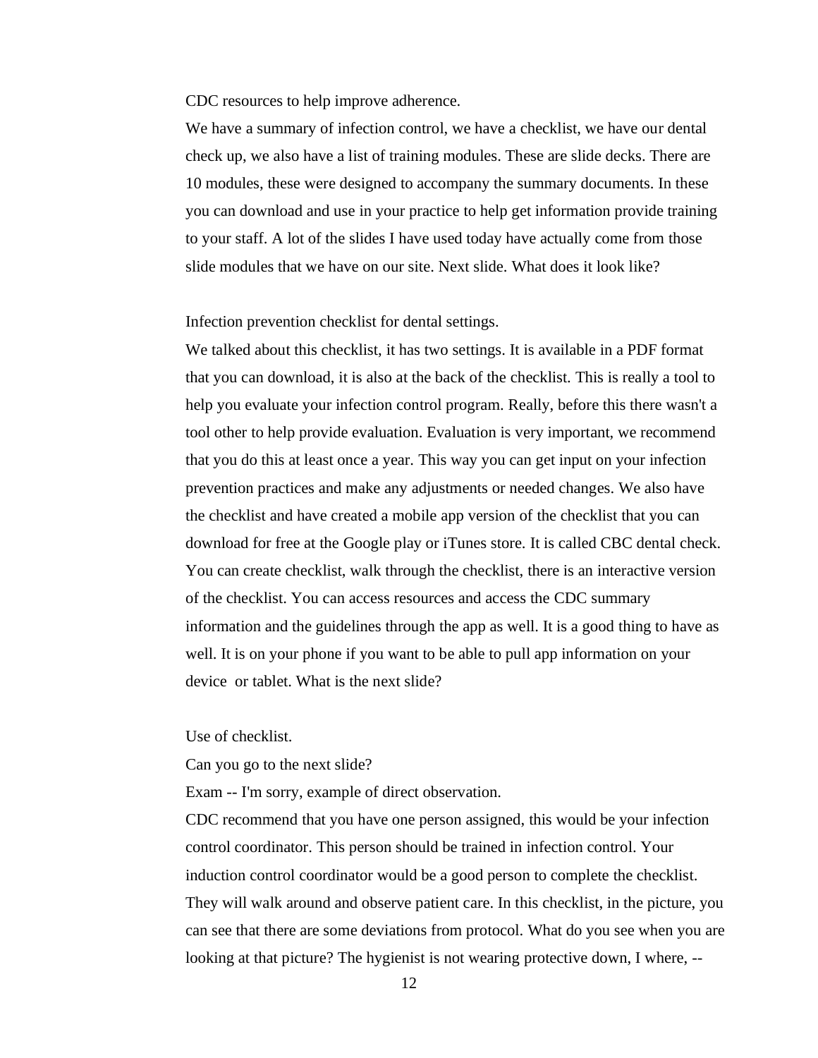CDC resources to help improve adherence.

We have a summary of infection control, we have a checklist, we have our dental check up, we also have a list of training modules. These are slide decks. There are 10 modules, these were designed to accompany the summary documents. In these you can download and use in your practice to help get information provide training to your staff. A lot of the slides I have used today have actually come from those slide modules that we have on our site. Next slide. What does it look like?

Infection prevention checklist for dental settings.

We talked about this checklist, it has two settings. It is available in a PDF format that you can download, it is also at the back of the checklist. This is really a tool to help you evaluate your infection control program. Really, before this there wasn't a tool other to help provide evaluation. Evaluation is very important, we recommend that you do this at least once a year. This way you can get input on your infection prevention practices and make any adjustments or needed changes. We also have the checklist and have created a mobile app version of the checklist that you can download for free at the Google play or iTunes store. It is called CBC dental check. You can create checklist, walk through the checklist, there is an interactive version of the checklist. You can access resources and access the CDC summary information and the guidelines through the app as well. It is a good thing to have as well. It is on your phone if you want to be able to pull app information on your device or tablet. What is the next slide?

Use of checklist.

Can you go to the next slide?

Exam -- I'm sorry, example of direct observation.

CDC recommend that you have one person assigned, this would be your infection control coordinator. This person should be trained in infection control. Your induction control coordinator would be a good person to complete the checklist. They will walk around and observe patient care. In this checklist, in the picture, you can see that there are some deviations from protocol. What do you see when you are looking at that picture? The hygienist is not wearing protective down, I where, --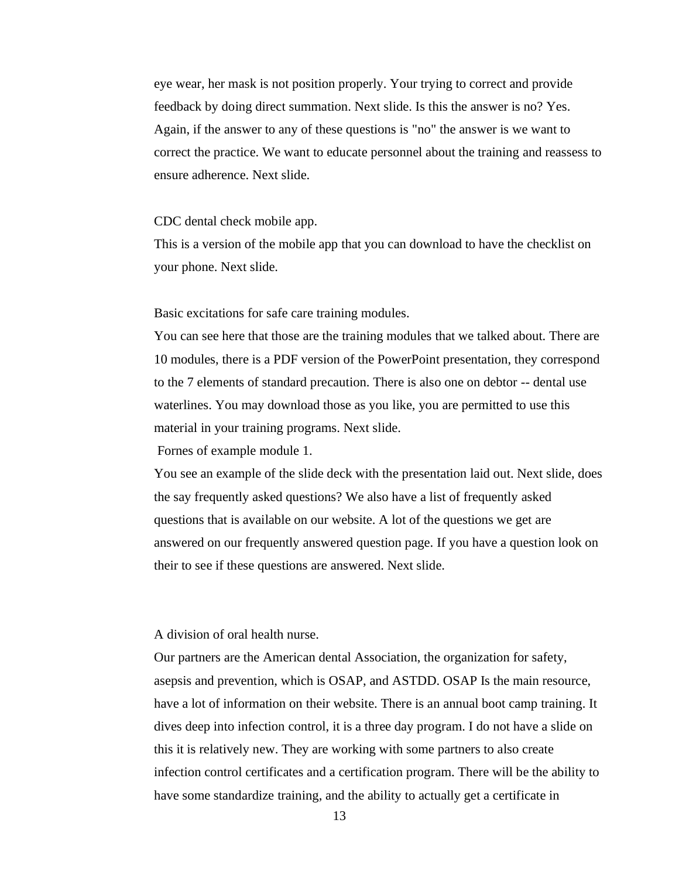eye wear, her mask is not position properly. Your trying to correct and provide feedback by doing direct summation. Next slide. Is this the answer is no? Yes. Again, if the answer to any of these questions is "no" the answer is we want to correct the practice. We want to educate personnel about the training and reassess to ensure adherence. Next slide.

CDC dental check mobile app.
This is a version of the mobile app that you can download to have the checklist on your phone. Next slide.

Basic excitations for safe care training modules.
You can see here that those are the training modules that we talked about. There are 10 modules, there is a PDF version of the PowerPoint presentation, they correspond to the 7 elements of standard precaution. There is also one on debtor -- dental use waterlines. You may download those as you like, you are permitted to use this material in your training programs. Next slide.
Fornes of example module 1.
You see an example of the slide deck with the presentation laid out. Next slide, does the say frequently asked questions? We also have a list of frequently asked questions that is available on our website. A lot of the questions we get are answered on our frequently answered question page. If you have a question look on their to see if these questions are answered. Next slide.

A division of oral health nurse.
Our partners are the American dental Association, the organization for safety, asepsis and prevention, which is OSAP, and ASTDD. OSAP Is the main resource, have a lot of information on their website. There is an annual boot camp training. It dives deep into infection control, it is a three day program. I do not have a slide on this it is relatively new. They are working with some partners to also create infection control certificates and a certification program. There will be the ability to have some standardize training, and the ability to actually get a certificate in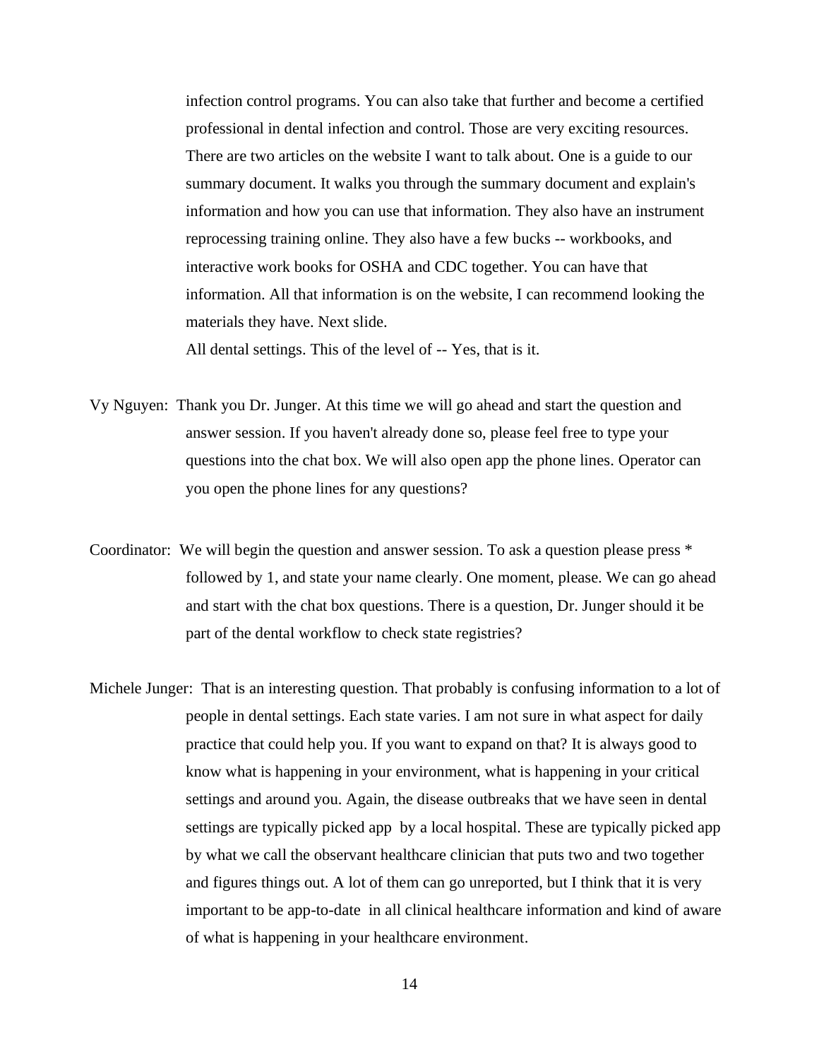infection control programs. You can also take that further and become a certified professional in dental infection and control. Those are very exciting resources. There are two articles on the website I want to talk about. One is a guide to our summary document. It walks you through the summary document and explain's information and how you can use that information. They also have an instrument reprocessing training online. They also have a few bucks -- workbooks, and interactive work books for OSHA and CDC together. You can have that information. All that information is on the website, I can recommend looking the materials they have. Next slide.

All dental settings. This of the level of -- Yes, that is it.

Vy Nguyen: Thank you Dr. Junger. At this time we will go ahead and start the question and answer session. If you haven't already done so, please feel free to type your questions into the chat box. We will also open app the phone lines. Operator can you open the phone lines for any questions?

Coordinator: We will begin the question and answer session. To ask a question please press * followed by 1, and state your name clearly. One moment, please. We can go ahead and start with the chat box questions. There is a question, Dr. Junger should it be part of the dental workflow to check state registries?

Michele Junger: That is an interesting question. That probably is confusing information to a lot of people in dental settings. Each state varies. I am not sure in what aspect for daily practice that could help you. If you want to expand on that? It is always good to know what is happening in your environment, what is happening in your critical settings and around you. Again, the disease outbreaks that we have seen in dental settings are typically picked app by a local hospital. These are typically picked app by what we call the observant healthcare clinician that puts two and two together and figures things out. A lot of them can go unreported, but I think that it is very important to be app-to-date in all clinical healthcare information and kind of aware of what is happening in your healthcare environment.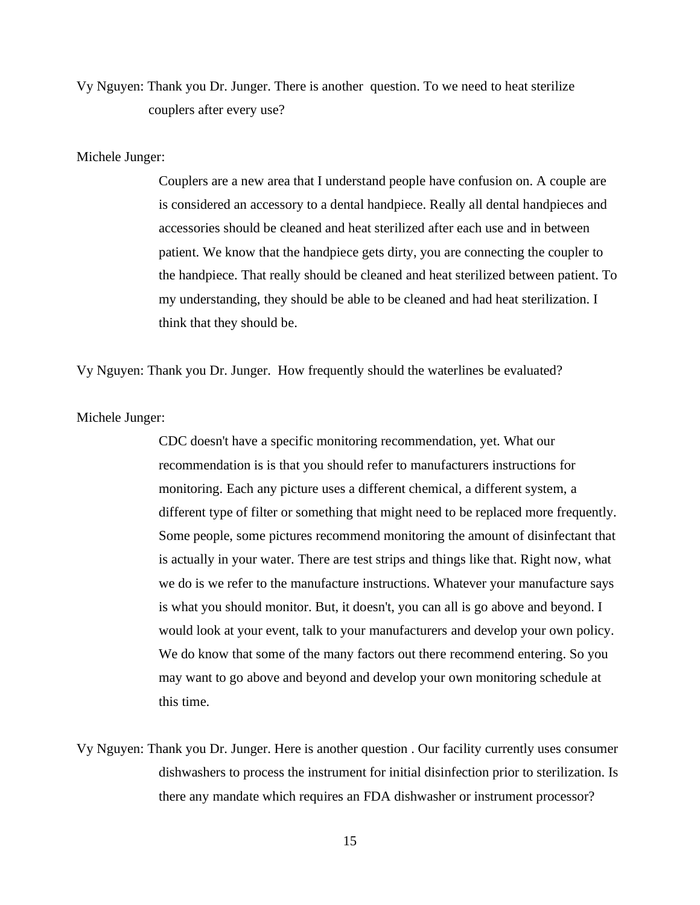Vy Nguyen: Thank you Dr. Junger. There is another question. To we need to heat sterilize couplers after every use?

Michele Junger:

Couplers are a new area that I understand people have confusion on. A couple are is considered an accessory to a dental handpiece. Really all dental handpieces and accessories should be cleaned and heat sterilized after each use and in between patient. We know that the handpiece gets dirty, you are connecting the coupler to the handpiece. That really should be cleaned and heat sterilized between patient. To my understanding, they should be able to be cleaned and had heat sterilization. I think that they should be.

Vy Nguyen: Thank you Dr. Junger. How frequently should the waterlines be evaluated?

Michele Junger:

CDC doesn't have a specific monitoring recommendation, yet. What our recommendation is is that you should refer to manufacturers instructions for monitoring. Each any picture uses a different chemical, a different system, a different type of filter or something that might need to be replaced more frequently. Some people, some pictures recommend monitoring the amount of disinfectant that is actually in your water. There are test strips and things like that. Right now, what we do is we refer to the manufacture instructions. Whatever your manufacture says is what you should monitor. But, it doesn't, you can all is go above and beyond. I would look at your event, talk to your manufacturers and develop your own policy. We do know that some of the many factors out there recommend entering. So you may want to go above and beyond and develop your own monitoring schedule at this time.

Vy Nguyen: Thank you Dr. Junger. Here is another question . Our facility currently uses consumer dishwashers to process the instrument for initial disinfection prior to sterilization. Is there any mandate which requires an FDA dishwasher or instrument processor?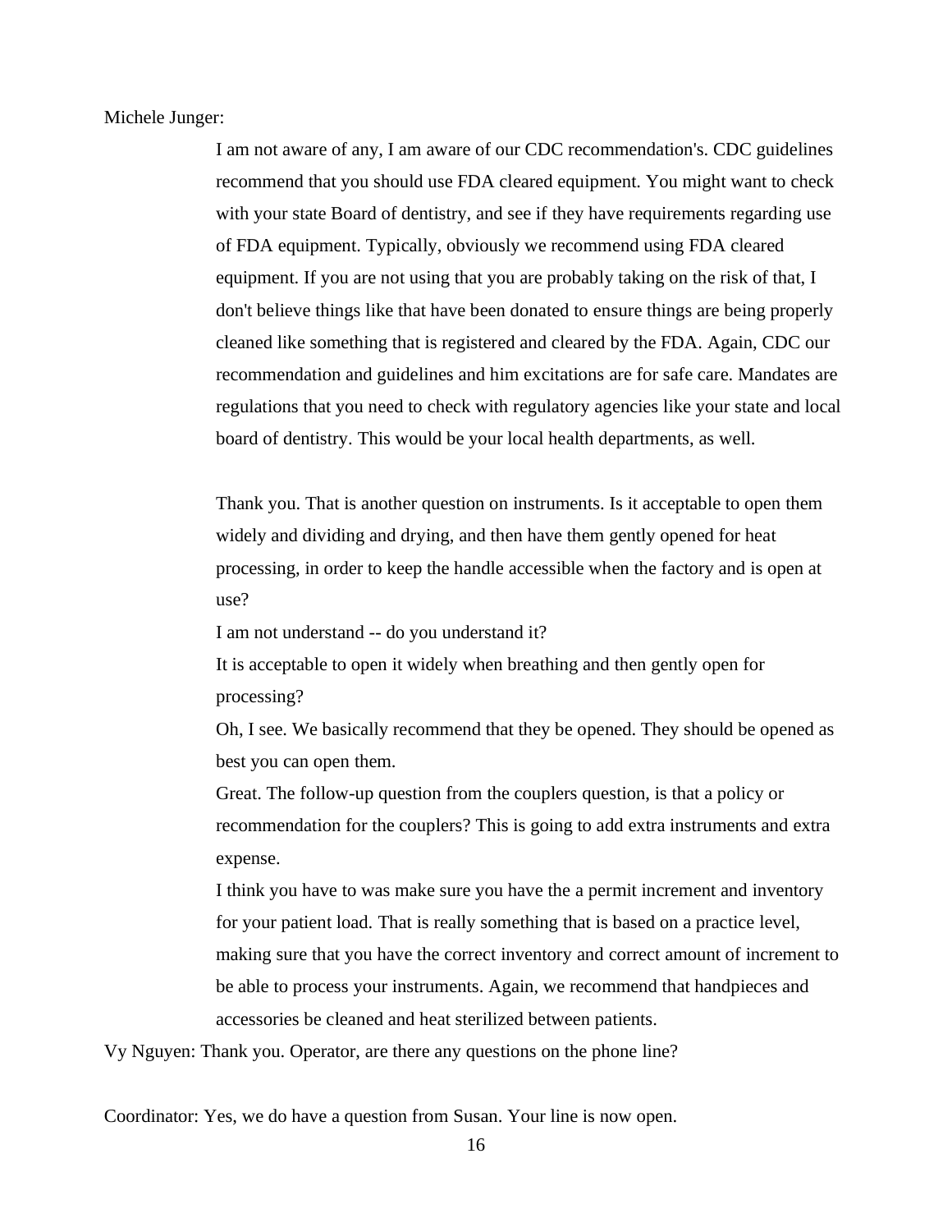Michele Junger:

I am not aware of any, I am aware of our CDC recommendation's. CDC guidelines recommend that you should use FDA cleared equipment. You might want to check with your state Board of dentistry, and see if they have requirements regarding use of FDA equipment. Typically, obviously we recommend using FDA cleared equipment. If you are not using that you are probably taking on the risk of that, I don't believe things like that have been donated to ensure things are being properly cleaned like something that is registered and cleared by the FDA. Again, CDC our recommendation and guidelines and him excitations are for safe care. Mandates are regulations that you need to check with regulatory agencies like your state and local board of dentistry. This would be your local health departments, as well.

Thank you. That is another question on instruments. Is it acceptable to open them widely and dividing and drying, and then have them gently opened for heat processing, in order to keep the handle accessible when the factory and is open at use?

I am not understand -- do you understand it?

It is acceptable to open it widely when breathing and then gently open for processing?

Oh, I see. We basically recommend that they be opened. They should be opened as best you can open them.

Great. The follow-up question from the couplers question, is that a policy or recommendation for the couplers? This is going to add extra instruments and extra expense.

I think you have to was make sure you have the a permit increment and inventory for your patient load. That is really something that is based on a practice level, making sure that you have the correct inventory and correct amount of increment to be able to process your instruments. Again, we recommend that handpieces and accessories be cleaned and heat sterilized between patients.

Vy Nguyen: Thank you. Operator, are there any questions on the phone line?

Coordinator: Yes, we do have a question from Susan. Your line is now open.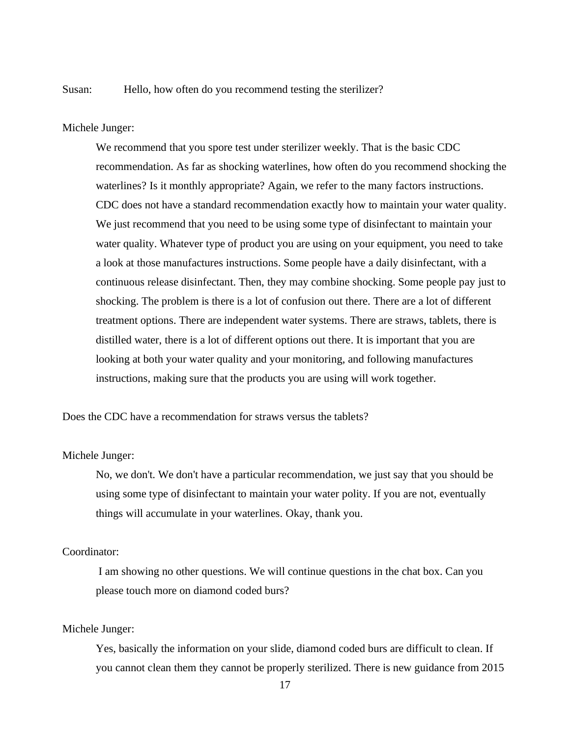Susan: Hello, how often do you recommend testing the sterilizer?

Michele Junger:

> We recommend that you spore test under sterilizer weekly. That is the basic CDC recommendation. As far as shocking waterlines, how often do you recommend shocking the waterlines? Is it monthly appropriate? Again, we refer to the many factors instructions. CDC does not have a standard recommendation exactly how to maintain your water quality. We just recommend that you need to be using some type of disinfectant to maintain your water quality. Whatever type of product you are using on your equipment, you need to take a look at those manufactures instructions. Some people have a daily disinfectant, with a continuous release disinfectant. Then, they may combine shocking. Some people pay just to shocking. The problem is there is a lot of confusion out there. There are a lot of different treatment options. There are independent water systems. There are straws, tablets, there is distilled water, there is a lot of different options out there. It is important that you are looking at both your water quality and your monitoring, and following manufactures instructions, making sure that the products you are using will work together.

Does the CDC have a recommendation for straws versus the tablets?

Michele Junger:

> No, we don't. We don't have a particular recommendation, we just say that you should be using some type of disinfectant to maintain your water polity. If you are not, eventually things will accumulate in your waterlines. Okay, thank you.

Coordinator:

> I am showing no other questions. We will continue questions in the chat box. Can you please touch more on diamond coded burs?

Michele Junger:

> Yes, basically the information on your slide, diamond coded burs are difficult to clean. If you cannot clean them they cannot be properly sterilized. There is new guidance from 2015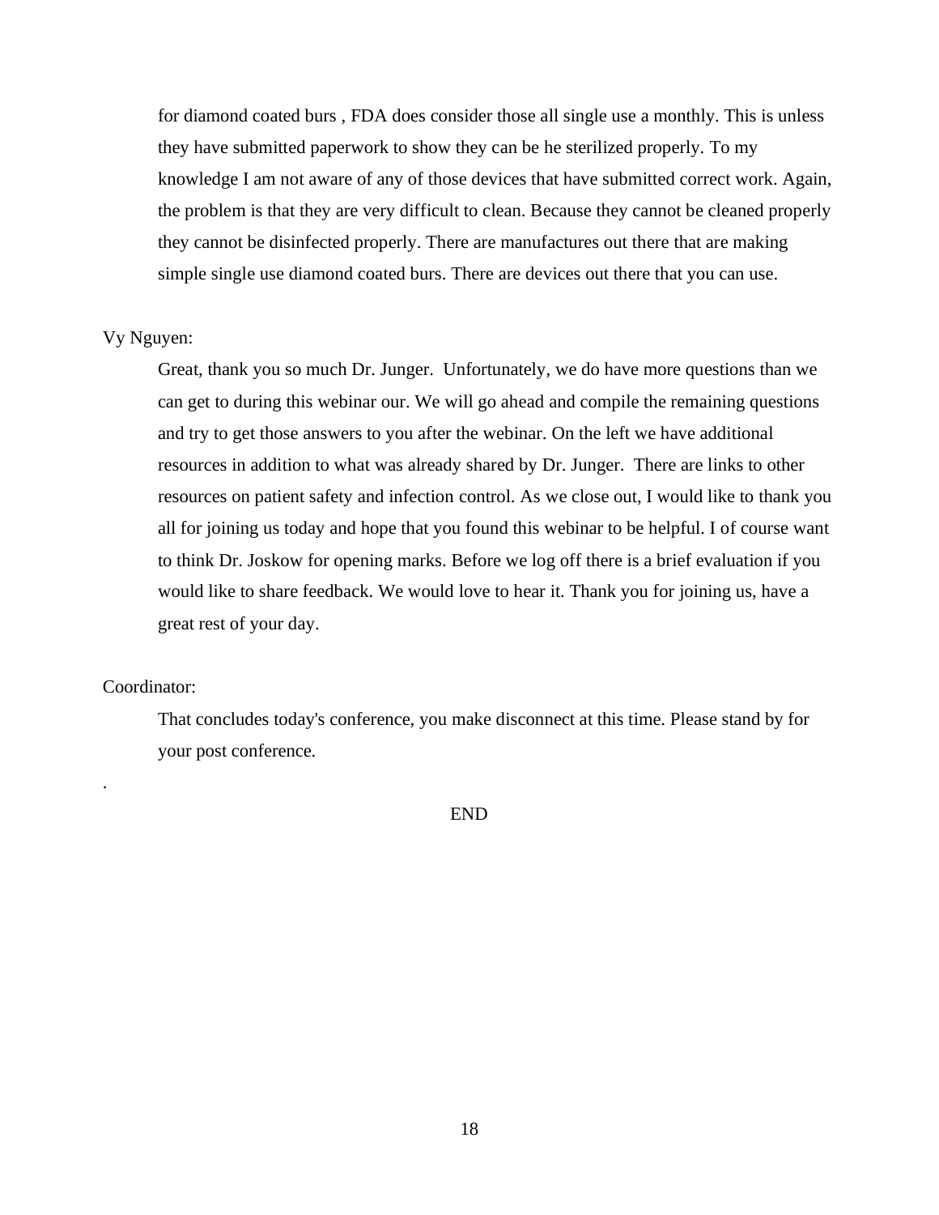for diamond coated burs , FDA does consider those all single use a monthly. This is unless they have submitted paperwork to show they can be he sterilized properly. To my knowledge I am not aware of any of those devices that have submitted correct work. Again, the problem is that they are very difficult to clean. Because they cannot be cleaned properly they cannot be disinfected properly. There are manufactures out there that are making simple single use diamond coated burs. There are devices out there that you can use.

Vy Nguyen:

Great, thank you so much Dr. Junger. Unfortunately, we do have more questions than we can get to during this webinar our. We will go ahead and compile the remaining questions and try to get those answers to you after the webinar. On the left we have additional resources in addition to what was already shared by Dr. Junger. There are links to other resources on patient safety and infection control. As we close out, I would like to thank you all for joining us today and hope that you found this webinar to be helpful. I of course want to think Dr. Joskow for opening marks. Before we log off there is a brief evaluation if you would like to share feedback. We would love to hear it. Thank you for joining us, have a great rest of your day.

Coordinator:

That concludes today's conference, you make disconnect at this time. Please stand by for your post conference.

.

END